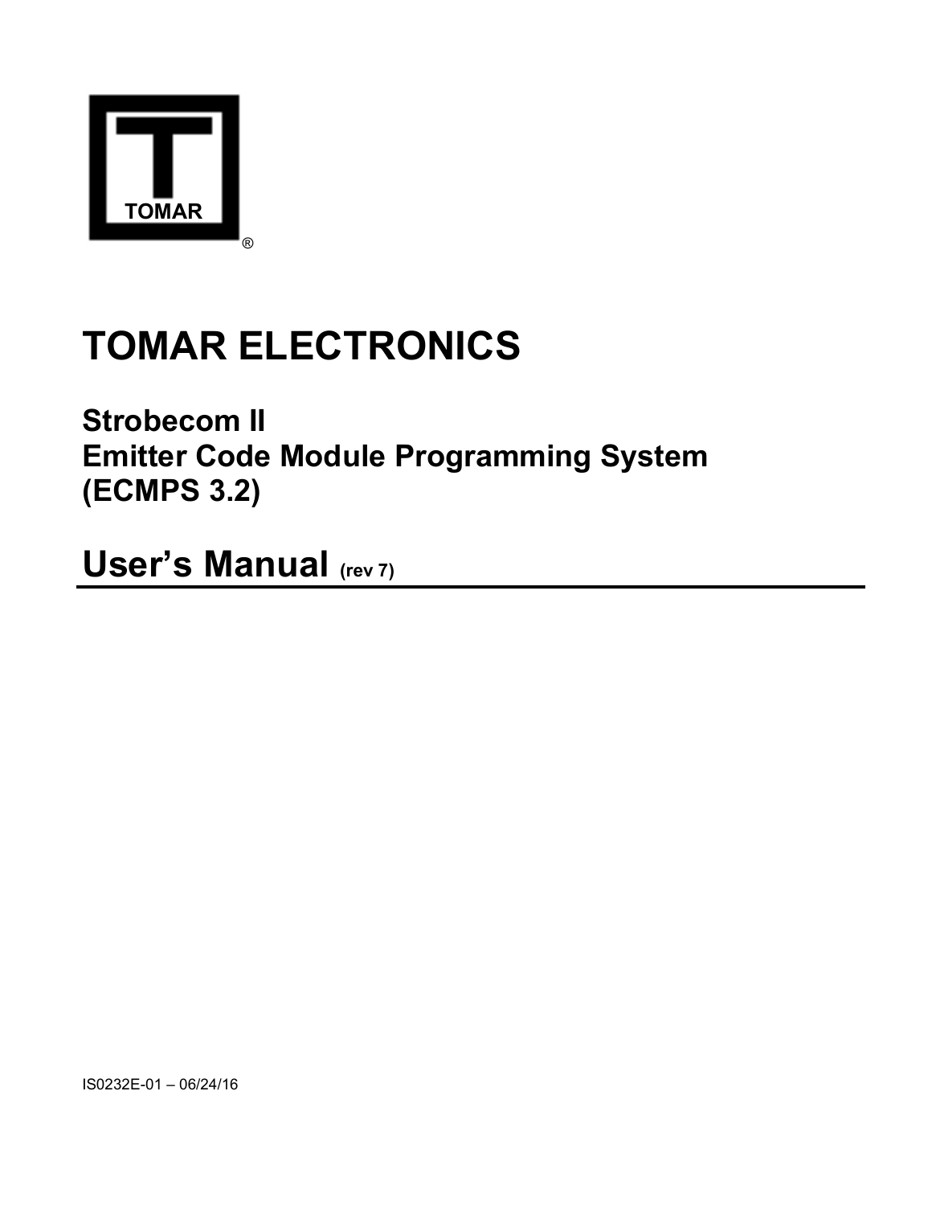TOMAR

®

# TOMAR ELECTRONICS

## Strobecom II
## Emitter Code Module Programming System
## (ECMPS 3.2)

# User's Manual (rev 7)

IS0232E-01 – 06/24/16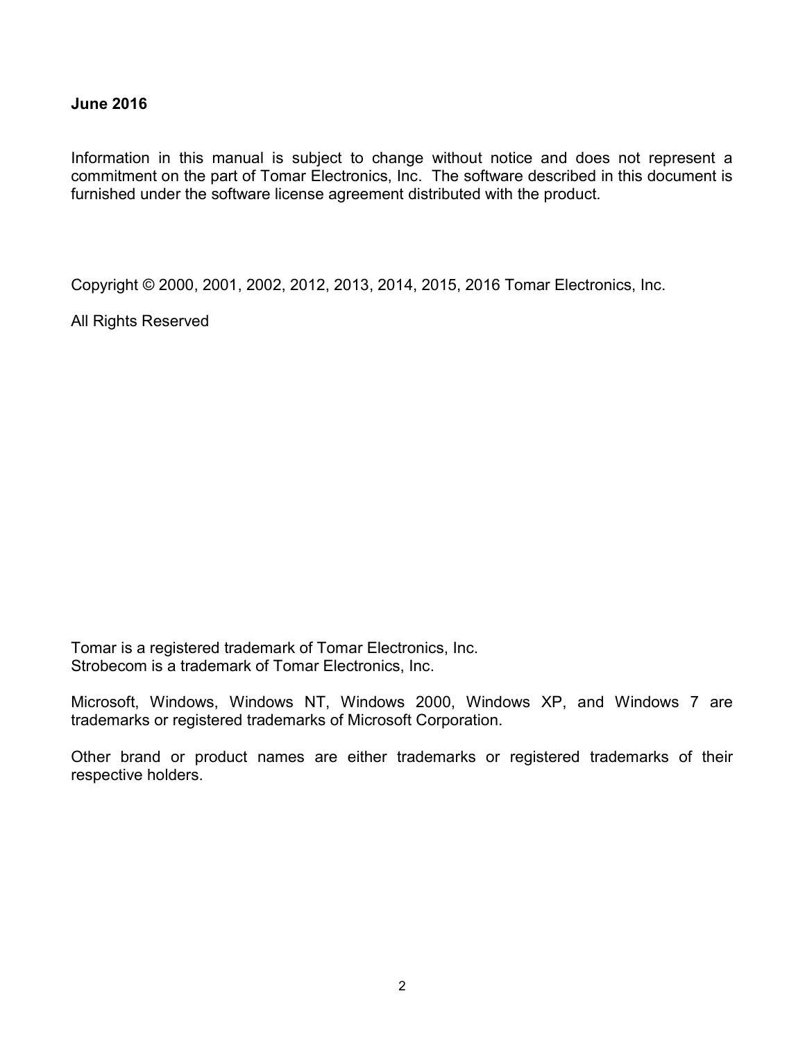**June 2016**

Information in this manual is subject to change without notice and does not represent a commitment on the part of Tomar Electronics, Inc. The software described in this document is furnished under the software license agreement distributed with the product.

Copyright © 2000, 2001, 2002, 2012, 2013, 2014, 2015, 2016 Tomar Electronics, Inc.

All Rights Reserved

Tomar is a registered trademark of Tomar Electronics, Inc.
Strobecom is a trademark of Tomar Electronics, Inc.

Microsoft, Windows, Windows NT, Windows 2000, Windows XP, and Windows 7 are trademarks or registered trademarks of Microsoft Corporation.

Other brand or product names are either trademarks or registered trademarks of their respective holders.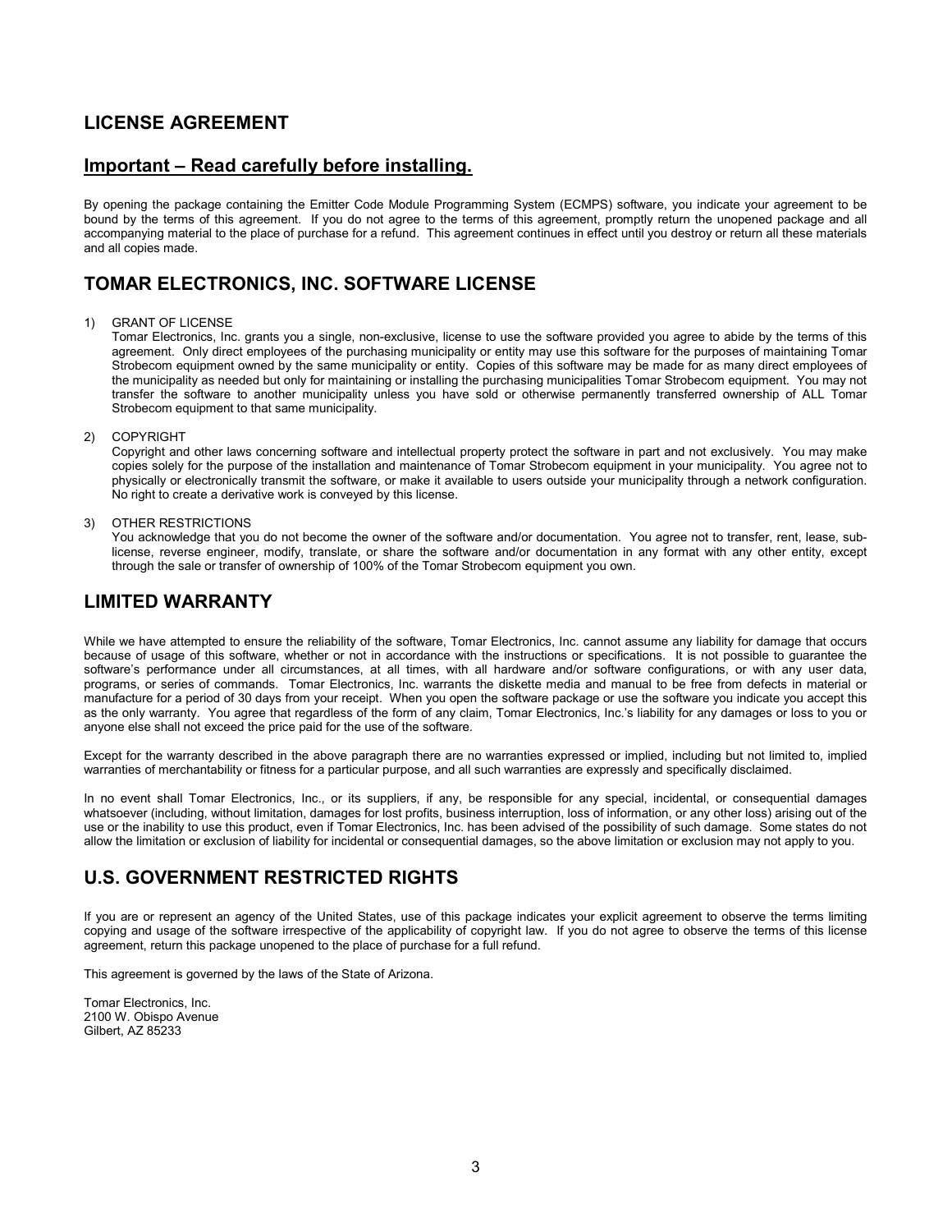## LICENSE AGREEMENT

### Important – Read carefully before installing.

By opening the package containing the Emitter Code Module Programming System (ECMPS) software, you indicate your agreement to be bound by the terms of this agreement. If you do not agree to the terms of this agreement, promptly return the unopened package and all accompanying material to the place of purchase for a refund. This agreement continues in effect until you destroy or return all these materials and all copies made.

## TOMAR ELECTRONICS, INC. SOFTWARE LICENSE

1) GRANT OF LICENSE
   Tomar Electronics, Inc. grants you a single, non-exclusive, license to use the software provided you agree to abide by the terms of this agreement. Only direct employees of the purchasing municipality or entity may use this software for the purposes of maintaining Tomar Strobecom equipment owned by the same municipality or entity. Copies of this software may be made for as many direct employees of the municipality as needed but only for maintaining or installing the purchasing municipalities Tomar Strobecom equipment. You may not transfer the software to another municipality unless you have sold or otherwise permanently transferred ownership of ALL Tomar Strobecom equipment to that same municipality.

2) COPYRIGHT
   Copyright and other laws concerning software and intellectual property protect the software in part and not exclusively. You may make copies solely for the purpose of the installation and maintenance of Tomar Strobecom equipment in your municipality. You agree not to physically or electronically transmit the software, or make it available to users outside your municipality through a network configuration. No right to create a derivative work is conveyed by this license.

3) OTHER RESTRICTIONS
   You acknowledge that you do not become the owner of the software and/or documentation. You agree not to transfer, rent, lease, sub-license, reverse engineer, modify, translate, or share the software and/or documentation in any format with any other entity, except through the sale or transfer of ownership of 100% of the Tomar Strobecom equipment you own.

## LIMITED WARRANTY

While we have attempted to ensure the reliability of the software, Tomar Electronics, Inc. cannot assume any liability for damage that occurs because of usage of this software, whether or not in accordance with the instructions or specifications. It is not possible to guarantee the software's performance under all circumstances, at all times, with all hardware and/or software configurations, or with any user data, programs, or series of commands. Tomar Electronics, Inc. warrants the diskette media and manual to be free from defects in material or manufacture for a period of 30 days from your receipt. When you open the software package or use the software you indicate you accept this as the only warranty. You agree that regardless of the form of any claim, Tomar Electronics, Inc.'s liability for any damages or loss to you or anyone else shall not exceed the price paid for the use of the software.

Except for the warranty described in the above paragraph there are no warranties expressed or implied, including but not limited to, implied warranties of merchantability or fitness for a particular purpose, and all such warranties are expressly and specifically disclaimed.

In no event shall Tomar Electronics, Inc., or its suppliers, if any, be responsible for any special, incidental, or consequential damages whatsoever (including, without limitation, damages for lost profits, business interruption, loss of information, or any other loss) arising out of the use or the inability to use this product, even if Tomar Electronics, Inc. has been advised of the possibility of such damage. Some states do not allow the limitation or exclusion of liability for incidental or consequential damages, so the above limitation or exclusion may not apply to you.

## U.S. GOVERNMENT RESTRICTED RIGHTS

If you are or represent an agency of the United States, use of this package indicates your explicit agreement to observe the terms limiting copying and usage of the software irrespective of the applicability of copyright law. If you do not agree to observe the terms of this license agreement, return this package unopened to the place of purchase for a full refund.

This agreement is governed by the laws of the State of Arizona.

Tomar Electronics, Inc.
2100 W. Obispo Avenue
Gilbert, AZ 85233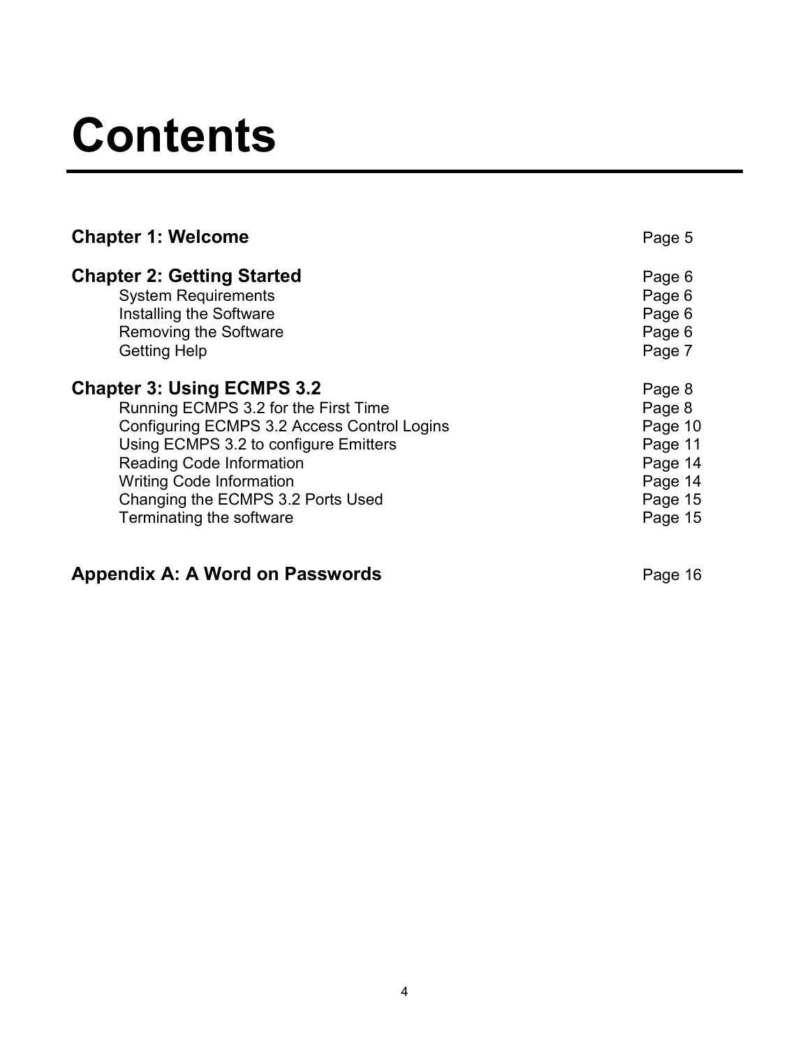# Contents

**Chapter 1: Welcome** Page 5

**Chapter 2: Getting Started** Page 6

- System Requirements Page 6
- Installing the Software Page 6
- Removing the Software Page 6
- Getting Help Page 7

**Chapter 3: Using ECMPS 3.2** Page 8

- Running ECMPS 3.2 for the First Time Page 8
- Configuring ECMPS 3.2 Access Control Logins Page 10
- Using ECMPS 3.2 to configure Emitters Page 11
- Reading Code Information Page 14
- Writing Code Information Page 14
- Changing the ECMPS 3.2 Ports Used Page 15
- Terminating the software Page 15

**Appendix A: A Word on Passwords** Page 16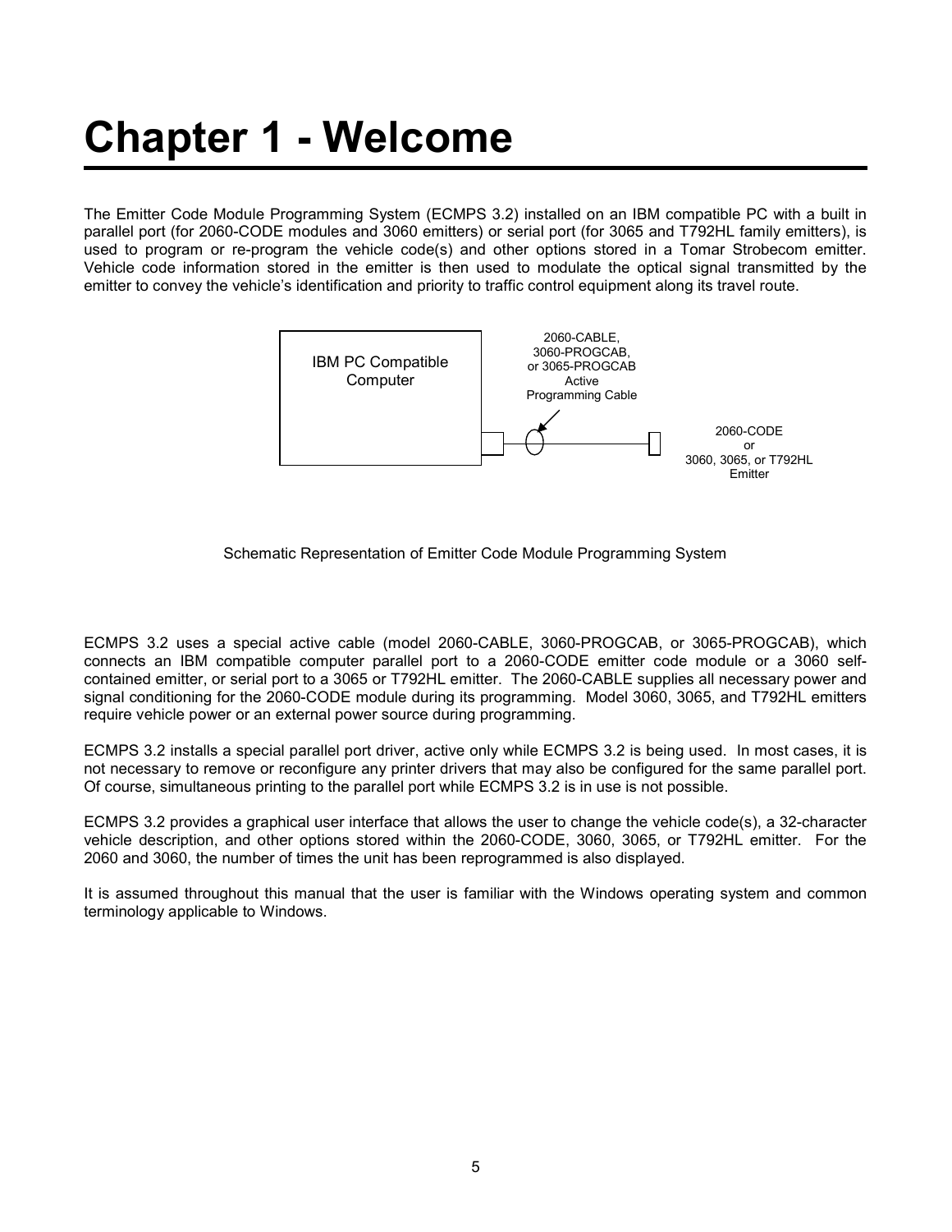# Chapter 1 - Welcome

The Emitter Code Module Programming System (ECMPS 3.2) installed on an IBM compatible PC with a built in parallel port (for 2060-CODE modules and 3060 emitters) or serial port (for 3065 and T792HL family emitters), is used to program or re-program the vehicle code(s) and other options stored in a Tomar Strobecom emitter. Vehicle code information stored in the emitter is then used to modulate the optical signal transmitted by the emitter to convey the vehicle's identification and priority to traffic control equipment along its travel route.

IBM PC Compatible Computer

2060-CABLE, 3060-PROGCAB, or 3065-PROGCAB Active Programming Cable

2060-CODE or 3060, 3065, or T792HL Emitter

Schematic Representation of Emitter Code Module Programming System

ECMPS 3.2 uses a special active cable (model 2060-CABLE, 3060-PROGCAB, or 3065-PROGCAB), which connects an IBM compatible computer parallel port to a 2060-CODE emitter code module or a 3060 self-contained emitter, or serial port to a 3065 or T792HL emitter. The 2060-CABLE supplies all necessary power and signal conditioning for the 2060-CODE module during its programming. Model 3060, 3065, and T792HL emitters require vehicle power or an external power source during programming.

ECMPS 3.2 installs a special parallel port driver, active only while ECMPS 3.2 is being used. In most cases, it is not necessary to remove or reconfigure any printer drivers that may also be configured for the same parallel port. Of course, simultaneous printing to the parallel port while ECMPS 3.2 is in use is not possible.

ECMPS 3.2 provides a graphical user interface that allows the user to change the vehicle code(s), a 32-character vehicle description, and other options stored within the 2060-CODE, 3060, 3065, or T792HL emitter. For the 2060 and 3060, the number of times the unit has been reprogrammed is also displayed.

It is assumed throughout this manual that the user is familiar with the Windows operating system and common terminology applicable to Windows.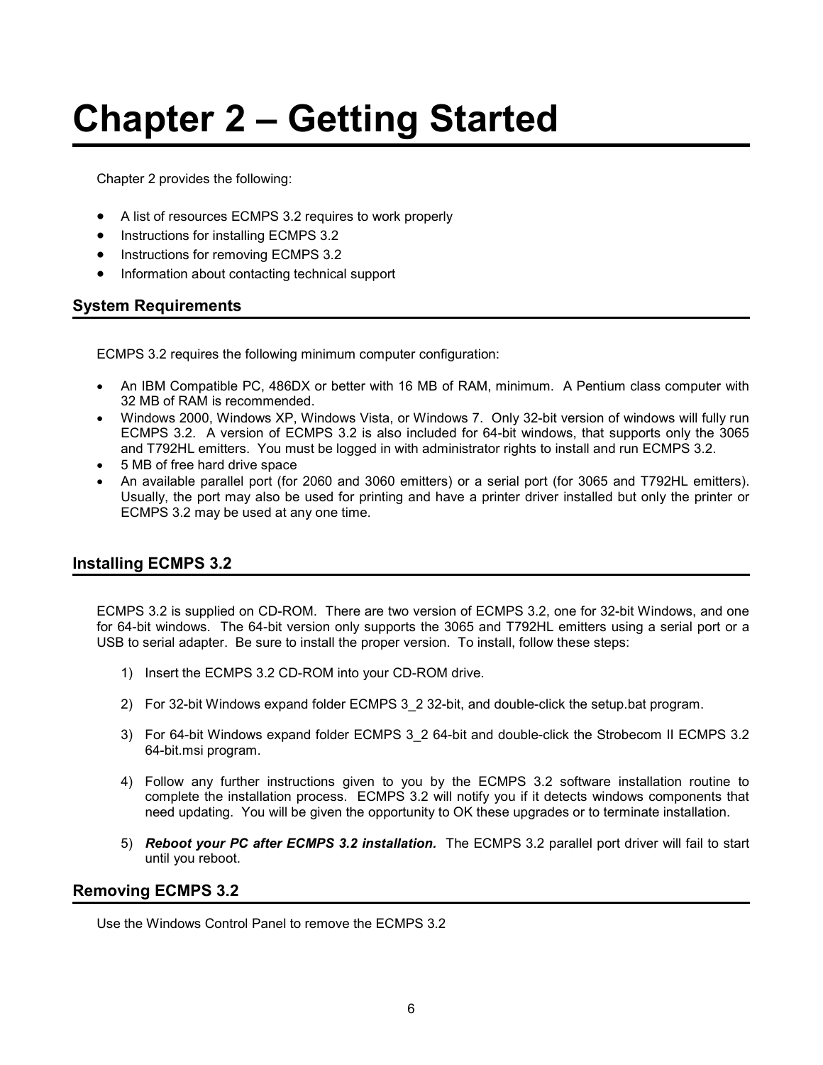# Chapter 2 – Getting Started

Chapter 2 provides the following:

- A list of resources ECMPS 3.2 requires to work properly
- Instructions for installing ECMPS 3.2
- Instructions for removing ECMPS 3.2
- Information about contacting technical support

## System Requirements

ECMPS 3.2 requires the following minimum computer configuration:

- An IBM Compatible PC, 486DX or better with 16 MB of RAM, minimum. A Pentium class computer with 32 MB of RAM is recommended.
- Windows 2000, Windows XP, Windows Vista, or Windows 7. Only 32-bit version of windows will fully run ECMPS 3.2. A version of ECMPS 3.2 is also included for 64-bit windows, that supports only the 3065 and T792HL emitters. You must be logged in with administrator rights to install and run ECMPS 3.2.
- 5 MB of free hard drive space
- An available parallel port (for 2060 and 3060 emitters) or a serial port (for 3065 and T792HL emitters). Usually, the port may also be used for printing and have a printer driver installed but only the printer or ECMPS 3.2 may be used at any one time.

## Installing ECMPS 3.2

ECMPS 3.2 is supplied on CD-ROM. There are two version of ECMPS 3.2, one for 32-bit Windows, and one for 64-bit windows. The 64-bit version only supports the 3065 and T792HL emitters using a serial port or a USB to serial adapter. Be sure to install the proper version. To install, follow these steps:

1) Insert the ECMPS 3.2 CD-ROM into your CD-ROM drive.

2) For 32-bit Windows expand folder ECMPS 3_2 32-bit, and double-click the setup.bat program.

3) For 64-bit Windows expand folder ECMPS 3_2 64-bit and double-click the Strobecom II ECMPS 3.2 64-bit.msi program.

4) Follow any further instructions given to you by the ECMPS 3.2 software installation routine to complete the installation process. ECMPS 3.2 will notify you if it detects windows components that need updating. You will be given the opportunity to OK these upgrades or to terminate installation.

5) ***Reboot your PC after ECMPS 3.2 installation.*** The ECMPS 3.2 parallel port driver will fail to start until you reboot.

## Removing ECMPS 3.2

Use the Windows Control Panel to remove the ECMPS 3.2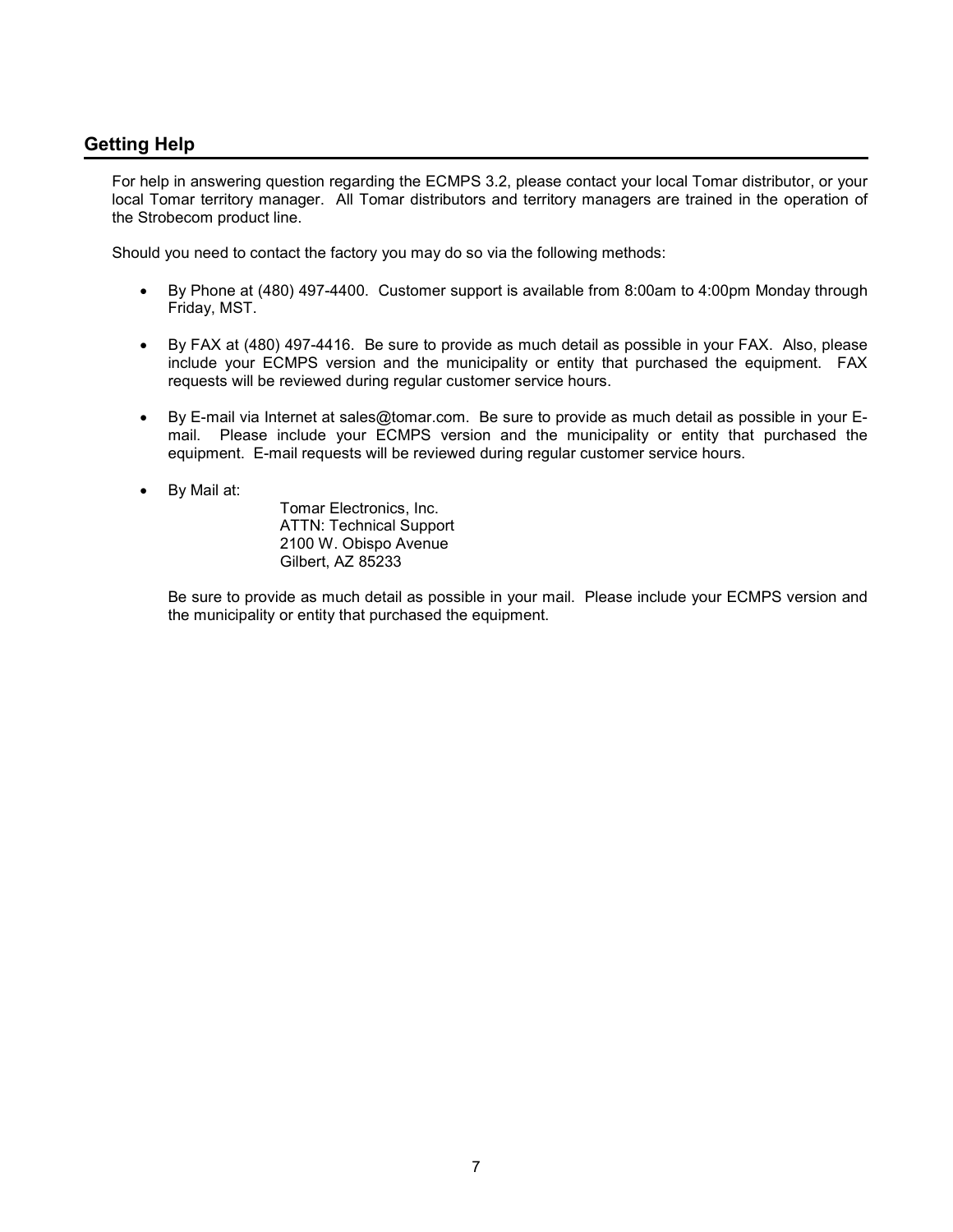## Getting Help

For help in answering question regarding the ECMPS 3.2, please contact your local Tomar distributor, or your local Tomar territory manager. All Tomar distributors and territory managers are trained in the operation of the Strobecom product line.

Should you need to contact the factory you may do so via the following methods:

- By Phone at (480) 497-4400. Customer support is available from 8:00am to 4:00pm Monday through Friday, MST.

- By FAX at (480) 497-4416. Be sure to provide as much detail as possible in your FAX. Also, please include your ECMPS version and the municipality or entity that purchased the equipment. FAX requests will be reviewed during regular customer service hours.

- By E-mail via Internet at sales@tomar.com. Be sure to provide as much detail as possible in your E-mail. Please include your ECMPS version and the municipality or entity that purchased the equipment. E-mail requests will be reviewed during regular customer service hours.

- By Mail at:

  Tomar Electronics, Inc.
  ATTN: Technical Support
  2100 W. Obispo Avenue
  Gilbert, AZ 85233

  Be sure to provide as much detail as possible in your mail. Please include your ECMPS version and the municipality or entity that purchased the equipment.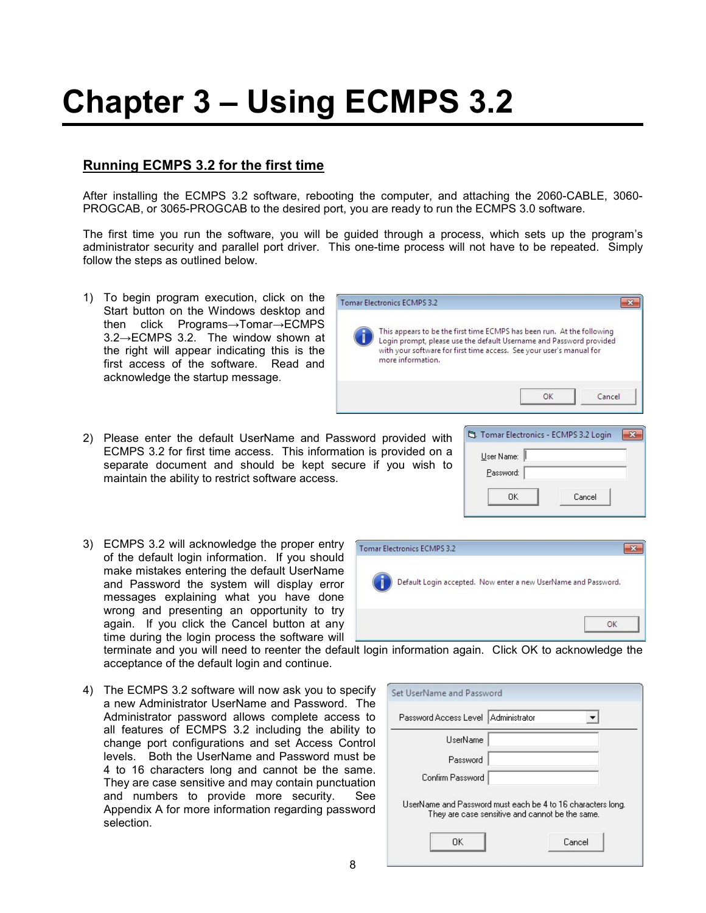# Chapter 3 – Using ECMPS 3.2

## Running ECMPS 3.2 for the first time

After installing the ECMPS 3.2 software, rebooting the computer, and attaching the 2060-CABLE, 3060-PROGCAB, or 3065-PROGCAB to the desired port, you are ready to run the ECMPS 3.0 software.

The first time you run the software, you will be guided through a process, which sets up the program's administrator security and parallel port driver. This one-time process will not have to be repeated. Simply follow the steps as outlined below.

1) To begin program execution, click on the Start button on the Windows desktop and then click Programs→Tomar→ECMPS 3.2→ECMPS 3.2. The window shown at the right will appear indicating this is the first access of the software. Read and acknowledge the startup message.

2) Please enter the default UserName and Password provided with ECMPS 3.2 for first time access. This information is provided on a separate document and should be kept secure if you wish to maintain the ability to restrict software access.

3) ECMPS 3.2 will acknowledge the proper entry of the default login information. If you should make mistakes entering the default UserName and Password the system will display error messages explaining what you have done wrong and presenting an opportunity to try again. If you click the Cancel button at any time during the login process the software will terminate and you will need to reenter the default login information again. Click OK to acknowledge the acceptance of the default login and continue.

4) The ECMPS 3.2 software will now ask you to specify a new Administrator UserName and Password. The Administrator password allows complete access to all features of ECMPS 3.2 including the ability to change port configurations and set Access Control levels. Both the UserName and Password must be 4 to 16 characters long and cannot be the same. They are case sensitive and may contain punctuation and numbers to provide more security. See Appendix A for more information regarding password selection.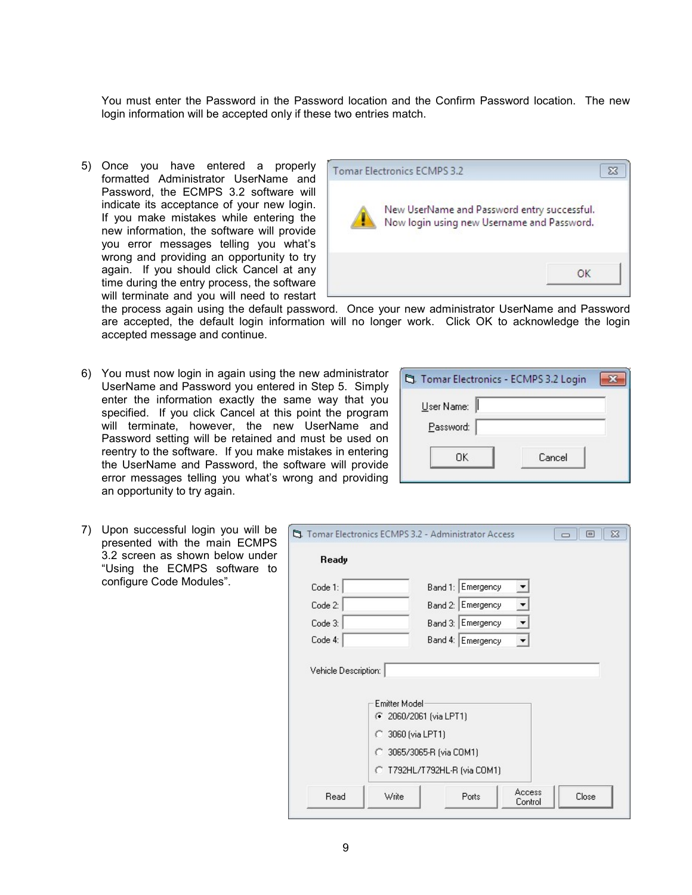You must enter the Password in the Password location and the Confirm Password location. The new login information will be accepted only if these two entries match.

5) Once you have entered a properly formatted Administrator UserName and Password, the ECMPS 3.2 software will indicate its acceptance of your new login. If you make mistakes while entering the new information, the software will provide you error messages telling you what's wrong and providing an opportunity to try again. If you should click Cancel at any time during the entry process, the software will terminate and you will need to restart the process again using the default password. Once your new administrator UserName and Password are accepted, the default login information will no longer work. Click OK to acknowledge the login accepted message and continue.

6) You must now login in again using the new administrator UserName and Password you entered in Step 5. Simply enter the information exactly the same way that you specified. If you click Cancel at this point the program will terminate, however, the new UserName and Password setting will be retained and must be used on reentry to the software. If you make mistakes in entering the UserName and Password, the software will provide error messages telling you what's wrong and providing an opportunity to try again.

7) Upon successful login you will be presented with the main ECMPS 3.2 screen as shown below under "Using the ECMPS software to configure Code Modules".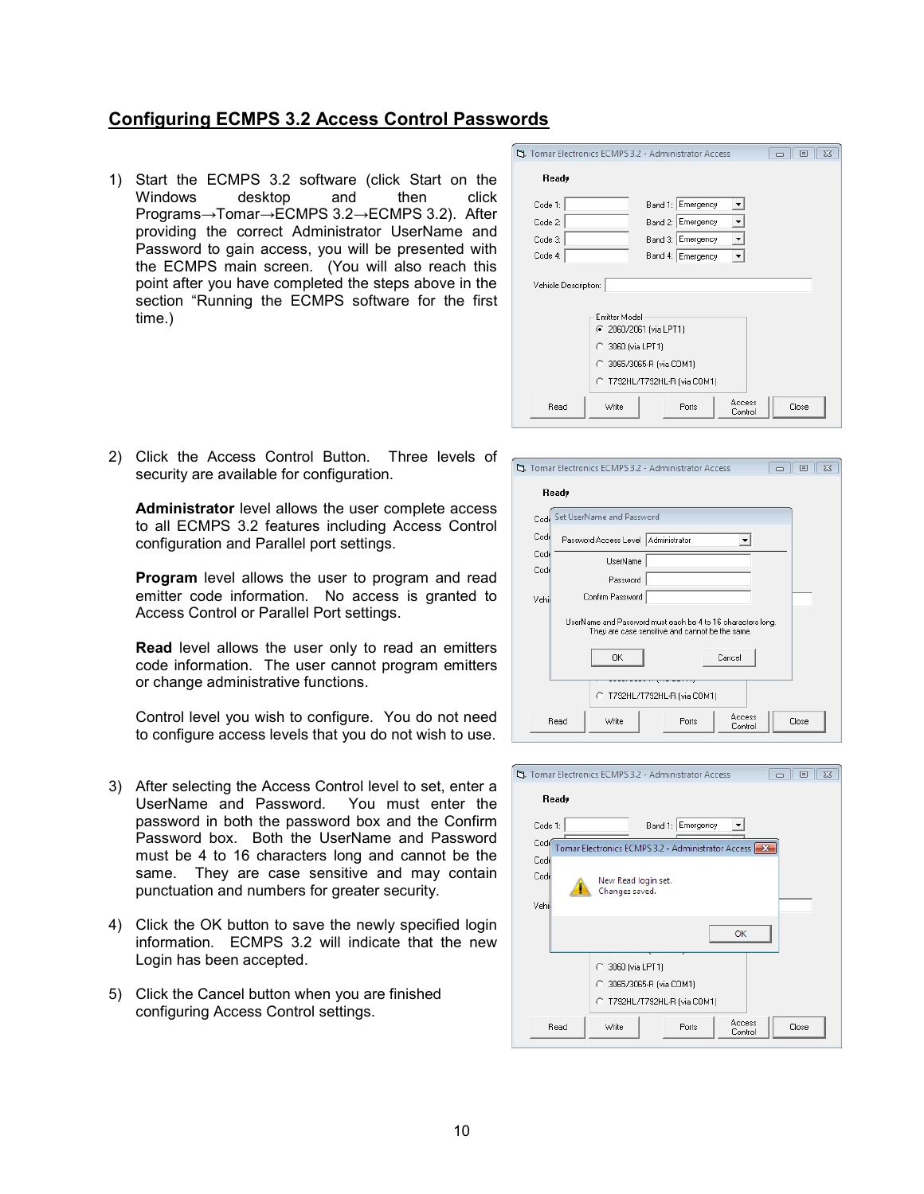## Configuring ECMPS 3.2 Access Control Passwords

1) Start the ECMPS 3.2 software (click Start on the Windows desktop and then click Programs→Tomar→ECMPS 3.2→ECMPS 3.2). After providing the correct Administrator UserName and Password to gain access, you will be presented with the ECMPS main screen. (You will also reach this point after you have completed the steps above in the section "Running the ECMPS software for the first time.)

2) Click the Access Control Button. Three levels of security are available for configuration.

   **Administrator** level allows the user complete access to all ECMPS 3.2 features including Access Control configuration and Parallel port settings.

   **Program** level allows the user to program and read emitter code information. No access is granted to Access Control or Parallel Port settings.

   **Read** level allows the user only to read an emitters code information. The user cannot program emitters or change administrative functions.

   Control level you wish to configure. You do not need to configure access levels that you do not wish to use.

3) After selecting the Access Control level to set, enter a UserName and Password. You must enter the password in both the password box and the Confirm Password box. Both the UserName and Password must be 4 to 16 characters long and cannot be the same. They are case sensitive and may contain punctuation and numbers for greater security.

4) Click the OK button to save the newly specified login information. ECMPS 3.2 will indicate that the new Login has been accepted.

5) Click the Cancel button when you are finished configuring Access Control settings.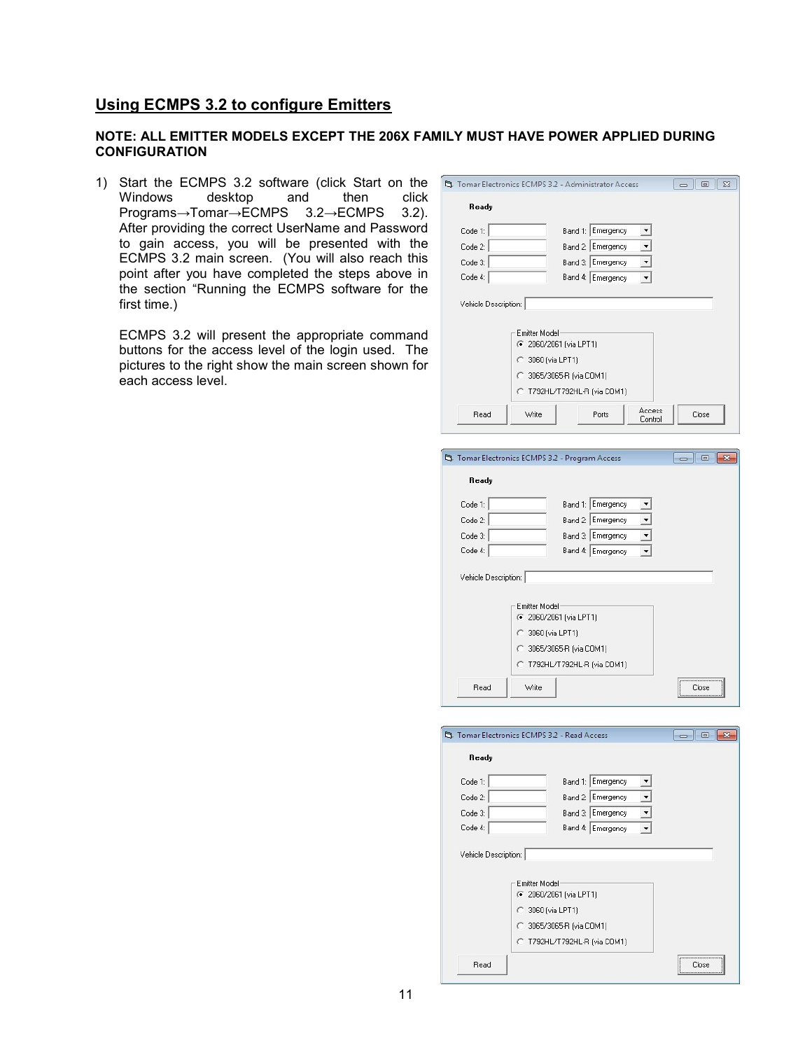## Using ECMPS 3.2 to configure Emitters

**NOTE: ALL EMITTER MODELS EXCEPT THE 206X FAMILY MUST HAVE POWER APPLIED DURING CONFIGURATION**

1) Start the ECMPS 3.2 software (click Start on the Windows desktop and then click Programs→Tomar→ECMPS 3.2→ECMPS 3.2). After providing the correct UserName and Password to gain access, you will be presented with the ECMPS 3.2 main screen. (You will also reach this point after you have completed the steps above in the section "Running the ECMPS software for the first time.)

   ECMPS 3.2 will present the appropriate command buttons for the access level of the login used. The pictures to the right show the main screen shown for each access level.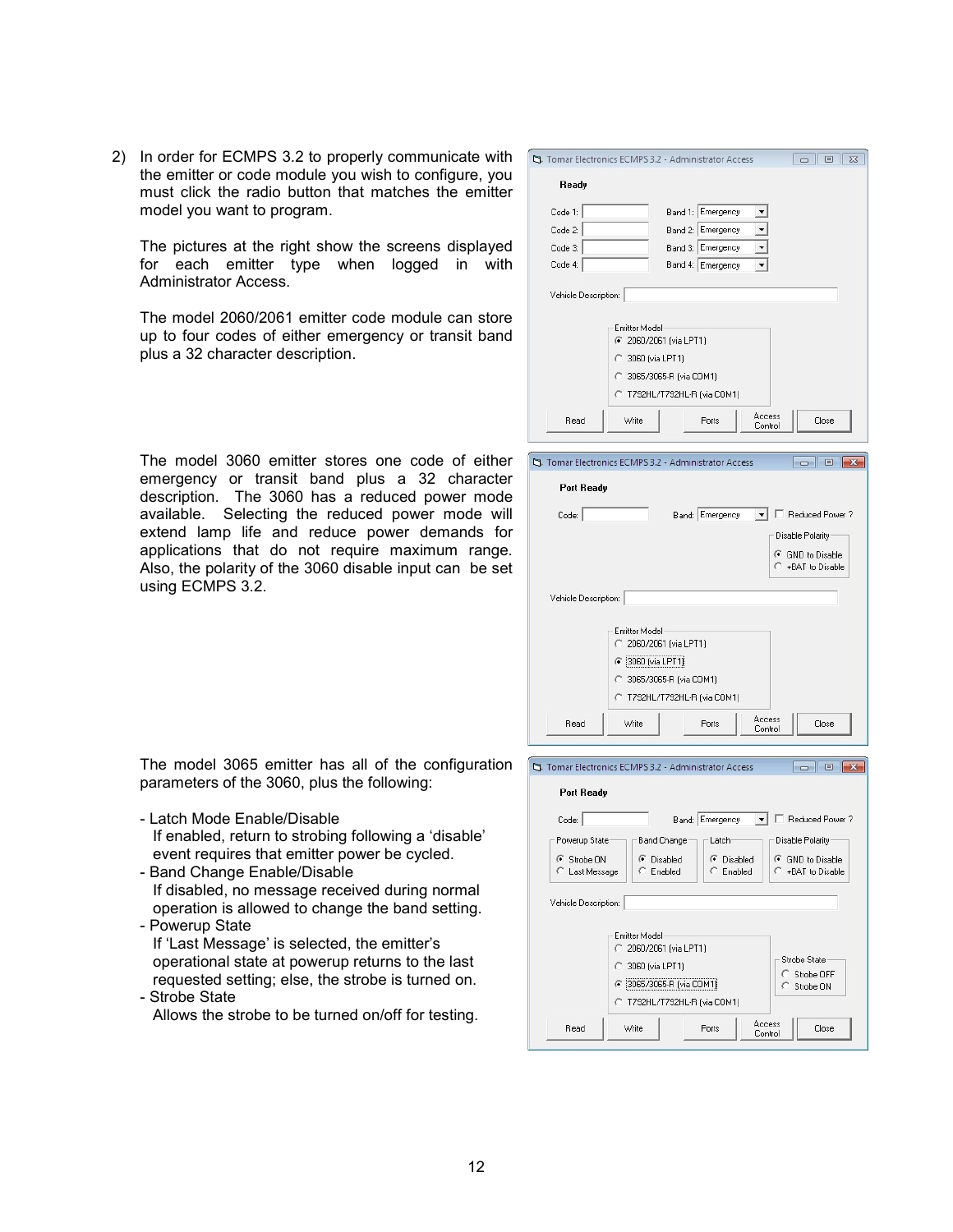2) In order for ECMPS 3.2 to properly communicate with the emitter or code module you wish to configure, you must click the radio button that matches the emitter model you want to program.

   The pictures at the right show the screens displayed for each emitter type when logged in with Administrator Access.

   The model 2060/2061 emitter code module can store up to four codes of either emergency or transit band plus a 32 character description.

   The model 3060 emitter stores one code of either emergency or transit band plus a 32 character description. The 3060 has a reduced power mode available. Selecting the reduced power mode will extend lamp life and reduce power demands for applications that do not require maximum range. Also, the polarity of the 3060 disable input can be set using ECMPS 3.2.

   The model 3065 emitter has all of the configuration parameters of the 3060, plus the following:

   - Latch Mode Enable/Disable
     If enabled, return to strobing following a 'disable' event requires that emitter power be cycled.
   - Band Change Enable/Disable
     If disabled, no message received during normal operation is allowed to change the band setting.
   - Powerup State
     If 'Last Message' is selected, the emitter's operational state at powerup returns to the last requested setting; else, the strobe is turned on.
   - Strobe State
     Allows the strobe to be turned on/off for testing.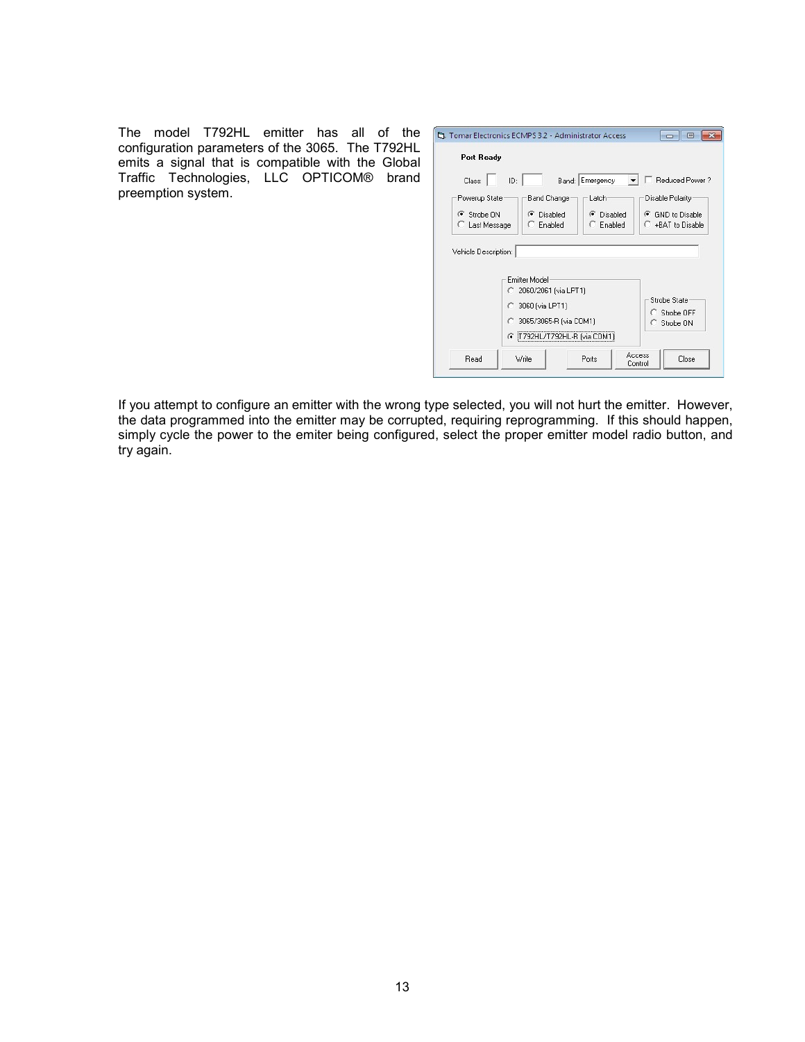The model T792HL emitter has all of the configuration parameters of the 3065. The T792HL emits a signal that is compatible with the Global Traffic Technologies, LLC OPTICOM® brand preemption system.

If you attempt to configure an emitter with the wrong type selected, you will not hurt the emitter. However, the data programmed into the emitter may be corrupted, requiring reprogramming. If this should happen, simply cycle the power to the emiter being configured, select the proper emitter model radio button, and try again.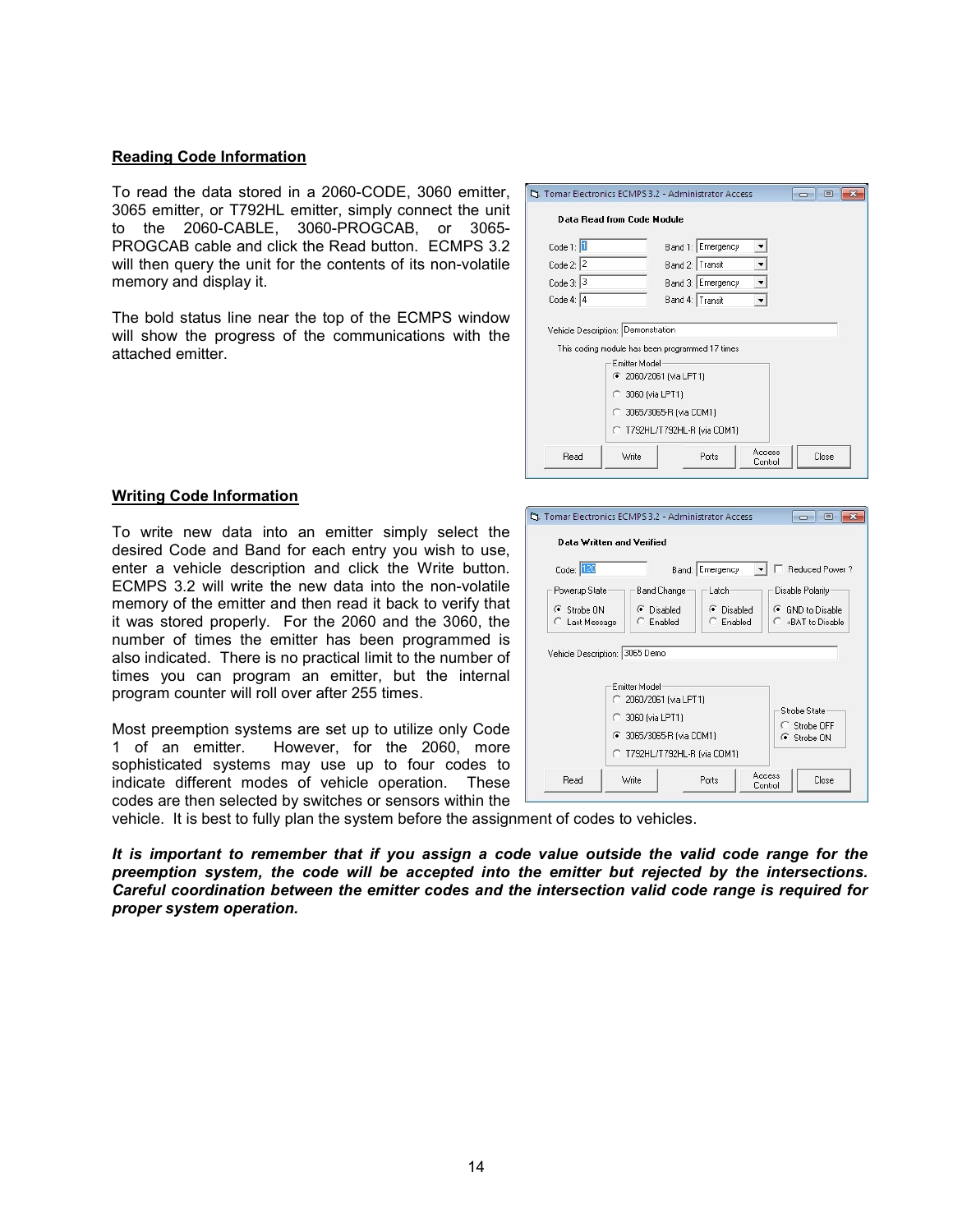## Reading Code Information

To read the data stored in a 2060-CODE, 3060 emitter, 3065 emitter, or T792HL emitter, simply connect the unit to the 2060-CABLE, 3060-PROGCAB, or 3065-PROGCAB cable and click the Read button. ECMPS 3.2 will then query the unit for the contents of its non-volatile memory and display it.

The bold status line near the top of the ECMPS window will show the progress of the communications with the attached emitter.

## Writing Code Information

To write new data into an emitter simply select the desired Code and Band for each entry you wish to use, enter a vehicle description and click the Write button. ECMPS 3.2 will write the new data into the non-volatile memory of the emitter and then read it back to verify that it was stored properly. For the 2060 and the 3060, the number of times the emitter has been programmed is also indicated. There is no practical limit to the number of times you can program an emitter, but the internal program counter will roll over after 255 times.

Most preemption systems are set up to utilize only Code 1 of an emitter. However, for the 2060, more sophisticated systems may use up to four codes to indicate different modes of vehicle operation. These codes are then selected by switches or sensors within the vehicle. It is best to fully plan the system before the assignment of codes to vehicles.

***It is important to remember that if you assign a code value outside the valid code range for the preemption system, the code will be accepted into the emitter but rejected by the intersections. Careful coordination between the emitter codes and the intersection valid code range is required for proper system operation.***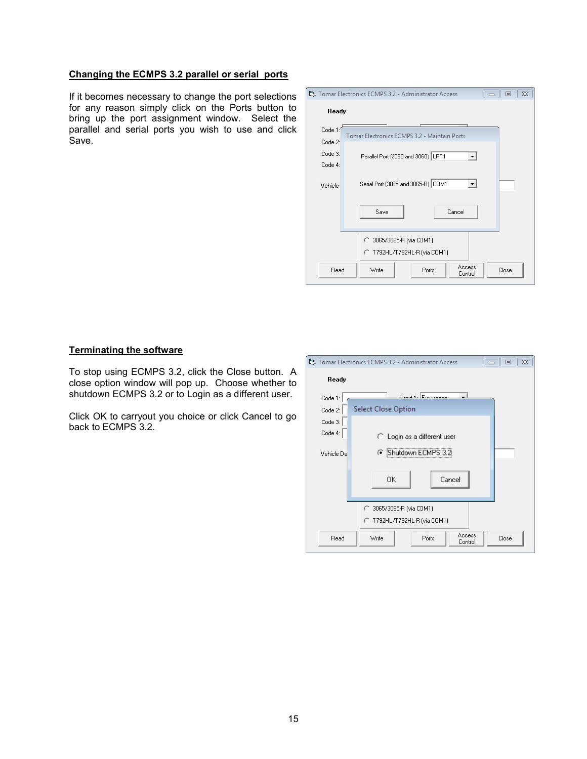## Changing the ECMPS 3.2 parallel or serial ports

If it becomes necessary to change the port selections for any reason simply click on the Ports button to bring up the port assignment window. Select the parallel and serial ports you wish to use and click Save.

## Terminating the software

To stop using ECMPS 3.2, click the Close button. A close option window will pop up. Choose whether to shutdown ECMPS 3.2 or to Login as a different user.

Click OK to carryout you choice or click Cancel to go back to ECMPS 3.2.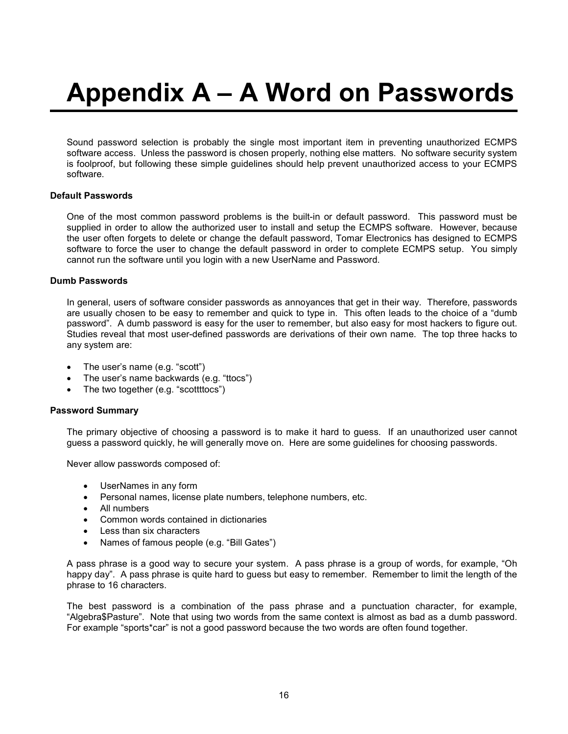# Appendix A – A Word on Passwords

Sound password selection is probably the single most important item in preventing unauthorized ECMPS software access. Unless the password is chosen properly, nothing else matters. No software security system is foolproof, but following these simple guidelines should help prevent unauthorized access to your ECMPS software.

**Default Passwords**

One of the most common password problems is the built-in or default password. This password must be supplied in order to allow the authorized user to install and setup the ECMPS software. However, because the user often forgets to delete or change the default password, Tomar Electronics has designed to ECMPS software to force the user to change the default password in order to complete ECMPS setup. You simply cannot run the software until you login with a new UserName and Password.

**Dumb Passwords**

In general, users of software consider passwords as annoyances that get in their way. Therefore, passwords are usually chosen to be easy to remember and quick to type in. This often leads to the choice of a "dumb password". A dumb password is easy for the user to remember, but also easy for most hackers to figure out. Studies reveal that most user-defined passwords are derivations of their own name. The top three hacks to any system are:

- The user's name (e.g. "scott")
- The user's name backwards (e.g. "ttocs")
- The two together (e.g. "scottttocs")

**Password Summary**

The primary objective of choosing a password is to make it hard to guess. If an unauthorized user cannot guess a password quickly, he will generally move on. Here are some guidelines for choosing passwords.

Never allow passwords composed of:

- UserNames in any form
- Personal names, license plate numbers, telephone numbers, etc.
- All numbers
- Common words contained in dictionaries
- Less than six characters
- Names of famous people (e.g. "Bill Gates")

A pass phrase is a good way to secure your system. A pass phrase is a group of words, for example, "Oh happy day". A pass phrase is quite hard to guess but easy to remember. Remember to limit the length of the phrase to 16 characters.

The best password is a combination of the pass phrase and a punctuation character, for example, "Algebra$Pasture". Note that using two words from the same context is almost as bad as a dumb password. For example "sports*car" is not a good password because the two words are often found together.